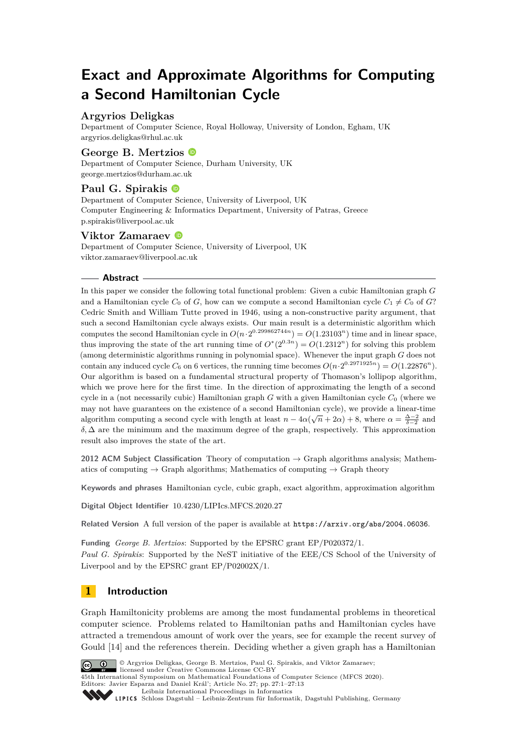# Exact and Approximate Algorithms for Computing a Second Hamiltonian Cycle

**Argyrios Deligkas**
Department of Computer Science, Royal Holloway, University of London, Egham, UK
argyrios.deligkas@rhul.ac.uk

**George B. Mertzios**
Department of Computer Science, Durham University, UK
george.mertzios@durham.ac.uk

**Paul G. Spirakis**
Department of Computer Science, University of Liverpool, UK
Computer Engineering & Informatics Department, University of Patras, Greece
p.spirakis@liverpool.ac.uk

**Viktor Zamaraev**
Department of Computer Science, University of Liverpool, UK
viktor.zamaraev@liverpool.ac.uk

## Abstract

In this paper we consider the following total functional problem: Given a cubic Hamiltonian graph $G$ and a Hamiltonian cycle $C_0$ of $G$, how can we compute a second Hamiltonian cycle $C_1 \neq C_0$ of $G$? Cedric Smith and William Tutte proved in 1946, using a non-constructive parity argument, that such a second Hamiltonian cycle always exists. Our main result is a deterministic algorithm which computes the second Hamiltonian cycle in $O(n \cdot 2^{0.299862744n}) = O(1.23103^n)$ time and in linear space, thus improving the state of the art running time of $O^*(2^{0.3n}) = O(1.2312^n)$ for solving this problem (among deterministic algorithms running in polynomial space). Whenever the input graph $G$ does not contain any induced cycle $C_6$ on 6 vertices, the running time becomes $O(n \cdot 2^{0.2971925n}) = O(1.22876^n)$. Our algorithm is based on a fundamental structural property of Thomason's lollipop algorithm, which we prove here for the first time. In the direction of approximating the length of a second cycle in a (not necessarily cubic) Hamiltonian graph $G$ with a given Hamiltonian cycle $C_0$ (where we may not have guarantees on the existence of a second Hamiltonian cycle), we provide a linear-time algorithm computing a second cycle with length at least $n - 4\alpha(\sqrt{n} + 2\alpha) + 8$, where $\alpha = \frac{\Delta-2}{\delta-2}$ and $\delta, \Delta$ are the minimum and the maximum degree of the graph, respectively. This approximation result also improves the state of the art.

**2012 ACM Subject Classification** Theory of computation → Graph algorithms analysis; Mathematics of computing → Graph algorithms; Mathematics of computing → Graph theory

**Keywords and phrases** Hamiltonian cycle, cubic graph, exact algorithm, approximation algorithm

**Digital Object Identifier** 10.4230/LIPIcs.MFCS.2020.27

**Related Version** A full version of the paper is available at `https://arxiv.org/abs/2004.06036`.

**Funding** *George B. Mertzios*: Supported by the EPSRC grant EP/P020372/1.
*Paul G. Spirakis*: Supported by the NeST initiative of the EEE/CS School of the University of Liverpool and by the EPSRC grant EP/P02002X/1.

## 1 Introduction

Graph Hamiltonicity problems are among the most fundamental problems in theoretical computer science. Problems related to Hamiltonian paths and Hamiltonian cycles have attracted a tremendous amount of work over the years, see for example the recent survey of Gould [14] and the references therein. Deciding whether a given graph has a Hamiltonian

© Argyrios Deligkas, George B. Mertzios, Paul G. Spirakis, and Viktor Zamaraev; licensed under Creative Commons License CC-BY
45th International Symposium on Mathematical Foundations of Computer Science (MFCS 2020).
Editors: Javier Esparza and Daniel Kráľ; Article No. 27; pp. 27:1–27:13
Leibniz International Proceedings in Informatics
LIPICS Schloss Dagstuhl – Leibniz-Zentrum für Informatik, Dagstuhl Publishing, Germany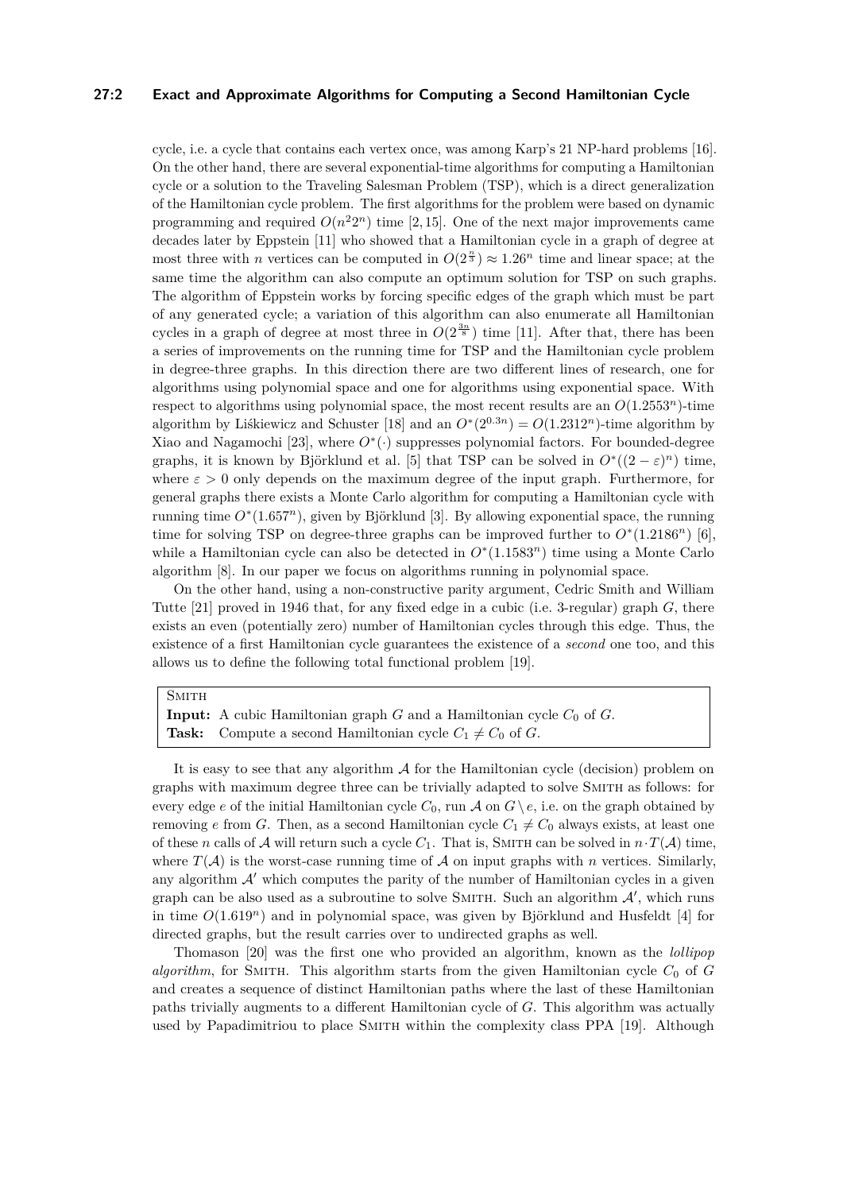cycle, i.e. a cycle that contains each vertex once, was among Karp's 21 NP-hard problems [16]. On the other hand, there are several exponential-time algorithms for computing a Hamiltonian cycle or a solution to the Traveling Salesman Problem (TSP), which is a direct generalization of the Hamiltonian cycle problem. The first algorithms for the problem were based on dynamic programming and required $O(n^2 2^n)$ time [2,15]. One of the next major improvements came decades later by Eppstein [11] who showed that a Hamiltonian cycle in a graph of degree at most three with $n$ vertices can be computed in $O(2^{\frac{n}{3}}) \approx 1.26^n$ time and linear space; at the same time the algorithm can also compute an optimum solution for TSP on such graphs. The algorithm of Eppstein works by forcing specific edges of the graph which must be part of any generated cycle; a variation of this algorithm can also enumerate all Hamiltonian cycles in a graph of degree at most three in $O(2^{\frac{3n}{8}})$ time [11]. After that, there has been a series of improvements on the running time for TSP and the Hamiltonian cycle problem in degree-three graphs. In this direction there are two different lines of research, one for algorithms using polynomial space and one for algorithms using exponential space. With respect to algorithms using polynomial space, the most recent results are an $O(1.2553^n)$-time algorithm by Liśkiewicz and Schuster [18] and an $O^*(2^{0.3n}) = O(1.2312^n)$-time algorithm by Xiao and Nagamochi [23], where $O^*(\cdot)$ suppresses polynomial factors. For bounded-degree graphs, it is known by Björklund et al. [5] that TSP can be solved in $O^*((2-\varepsilon)^n)$ time, where $\varepsilon > 0$ only depends on the maximum degree of the input graph. Furthermore, for general graphs there exists a Monte Carlo algorithm for computing a Hamiltonian cycle with running time $O^*(1.657^n)$, given by Björklund [3]. By allowing exponential space, the running time for solving TSP on degree-three graphs can be improved further to $O^*(1.2186^n)$ [6], while a Hamiltonian cycle can also be detected in $O^*(1.1583^n)$ time using a Monte Carlo algorithm [8]. In our paper we focus on algorithms running in polynomial space.

On the other hand, using a non-constructive parity argument, Cedric Smith and William Tutte [21] proved in 1946 that, for any fixed edge in a cubic (i.e. 3-regular) graph $G$, there exists an even (potentially zero) number of Hamiltonian cycles through this edge. Thus, the existence of a first Hamiltonian cycle guarantees the existence of a *second* one too, and this allows us to define the following total functional problem [19].

> SMITH
> **Input:** A cubic Hamiltonian graph $G$ and a Hamiltonian cycle $C_0$ of $G$.
> **Task:** Compute a second Hamiltonian cycle $C_1 \neq C_0$ of $G$.

It is easy to see that any algorithm $\mathcal{A}$ for the Hamiltonian cycle (decision) problem on graphs with maximum degree three can be trivially adapted to solve SMITH as follows: for every edge $e$ of the initial Hamiltonian cycle $C_0$, run $\mathcal{A}$ on $G \setminus e$, i.e. on the graph obtained by removing $e$ from $G$. Then, as a second Hamiltonian cycle $C_1 \neq C_0$ always exists, at least one of these $n$ calls of $\mathcal{A}$ will return such a cycle $C_1$. That is, SMITH can be solved in $n \cdot T(\mathcal{A})$ time, where $T(\mathcal{A})$ is the worst-case running time of $\mathcal{A}$ on input graphs with $n$ vertices. Similarly, any algorithm $\mathcal{A}'$ which computes the parity of the number of Hamiltonian cycles in a given graph can be also used as a subroutine to solve SMITH. Such an algorithm $\mathcal{A}'$, which runs in time $O(1.619^n)$ and in polynomial space, was given by Björklund and Husfeldt [4] for directed graphs, but the result carries over to undirected graphs as well.

Thomason [20] was the first one who provided an algorithm, known as the *lollipop algorithm*, for SMITH. This algorithm starts from the given Hamiltonian cycle $C_0$ of $G$ and creates a sequence of distinct Hamiltonian paths where the last of these Hamiltonian paths trivially augments to a different Hamiltonian cycle of $G$. This algorithm was actually used by Papadimitriou to place SMITH within the complexity class PPA [19]. Although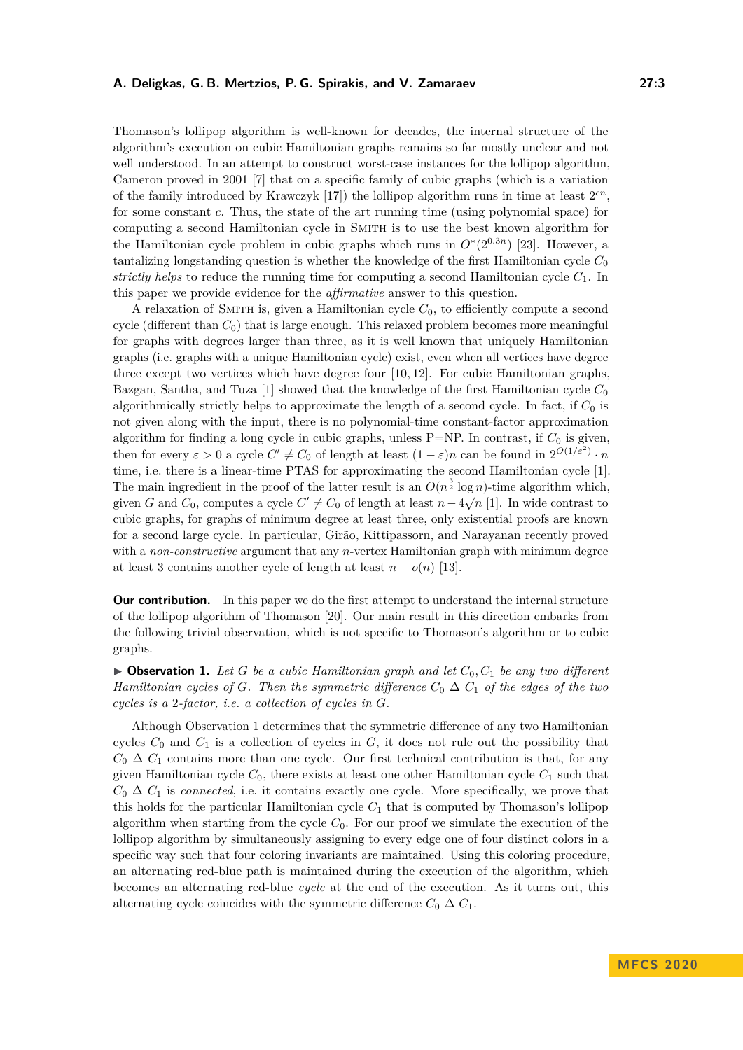Thomason's lollipop algorithm is well-known for decades, the internal structure of the algorithm's execution on cubic Hamiltonian graphs remains so far mostly unclear and not well understood. In an attempt to construct worst-case instances for the lollipop algorithm, Cameron proved in 2001 [7] that on a specific family of cubic graphs (which is a variation of the family introduced by Krawczyk [17]) the lollipop algorithm runs in time at least $2^{cn}$, for some constant $c$. Thus, the state of the art running time (using polynomial space) for computing a second Hamiltonian cycle in Smith is to use the best known algorithm for the Hamiltonian cycle problem in cubic graphs which runs in $O^*(2^{0.3n})$ [23]. However, a tantalizing longstanding question is whether the knowledge of the first Hamiltonian cycle $C_0$ *strictly helps* to reduce the running time for computing a second Hamiltonian cycle $C_1$. In this paper we provide evidence for the *affirmative* answer to this question.

A relaxation of Smith is, given a Hamiltonian cycle $C_0$, to efficiently compute a second cycle (different than $C_0$) that is large enough. This relaxed problem becomes more meaningful for graphs with degrees larger than three, as it is well known that uniquely Hamiltonian graphs (i.e. graphs with a unique Hamiltonian cycle) exist, even when all vertices have degree three except two vertices which have degree four [10, 12]. For cubic Hamiltonian graphs, Bazgan, Santha, and Tuza [1] showed that the knowledge of the first Hamiltonian cycle $C_0$ algorithmically strictly helps to approximate the length of a second cycle. In fact, if $C_0$ is not given along with the input, there is no polynomial-time constant-factor approximation algorithm for finding a long cycle in cubic graphs, unless P=NP. In contrast, if $C_0$ is given, then for every $\varepsilon > 0$ a cycle $C' \neq C_0$ of length at least $(1-\varepsilon)n$ can be found in $2^{O(1/\varepsilon^2)} \cdot n$ time, i.e. there is a linear-time PTAS for approximating the second Hamiltonian cycle [1]. The main ingredient in the proof of the latter result is an $O(n^{\frac{3}{2}} \log n)$-time algorithm which, given $G$ and $C_0$, computes a cycle $C' \neq C_0$ of length at least $n - 4\sqrt{n}$ [1]. In wide contrast to cubic graphs, for graphs of minimum degree at least three, only existential proofs are known for a second large cycle. In particular, Girão, Kittipassorn, and Narayanan recently proved with a *non-constructive* argument that any $n$-vertex Hamiltonian graph with minimum degree at least 3 contains another cycle of length at least $n - o(n)$ [13].

**Our contribution.** In this paper we do the first attempt to understand the internal structure of the lollipop algorithm of Thomason [20]. Our main result in this direction embarks from the following trivial observation, which is not specific to Thomason's algorithm or to cubic graphs.

▶ **Observation 1.** *Let $G$ be a cubic Hamiltonian graph and let $C_0, C_1$ be any two different Hamiltonian cycles of $G$. Then the symmetric difference $C_0 \,\Delta\, C_1$ of the edges of the two cycles is a 2-factor, i.e. a collection of cycles in $G$.*

Although Observation 1 determines that the symmetric difference of any two Hamiltonian cycles $C_0$ and $C_1$ is a collection of cycles in $G$, it does not rule out the possibility that $C_0 \,\Delta\, C_1$ contains more than one cycle. Our first technical contribution is that, for any given Hamiltonian cycle $C_0$, there exists at least one other Hamiltonian cycle $C_1$ such that $C_0 \,\Delta\, C_1$ is *connected*, i.e. it contains exactly one cycle. More specifically, we prove that this holds for the particular Hamiltonian cycle $C_1$ that is computed by Thomason's lollipop algorithm when starting from the cycle $C_0$. For our proof we simulate the execution of the lollipop algorithm by simultaneously assigning to every edge one of four distinct colors in a specific way such that four coloring invariants are maintained. Using this coloring procedure, an alternating red-blue path is maintained during the execution of the algorithm, which becomes an alternating red-blue *cycle* at the end of the execution. As it turns out, this alternating cycle coincides with the symmetric difference $C_0 \,\Delta\, C_1$.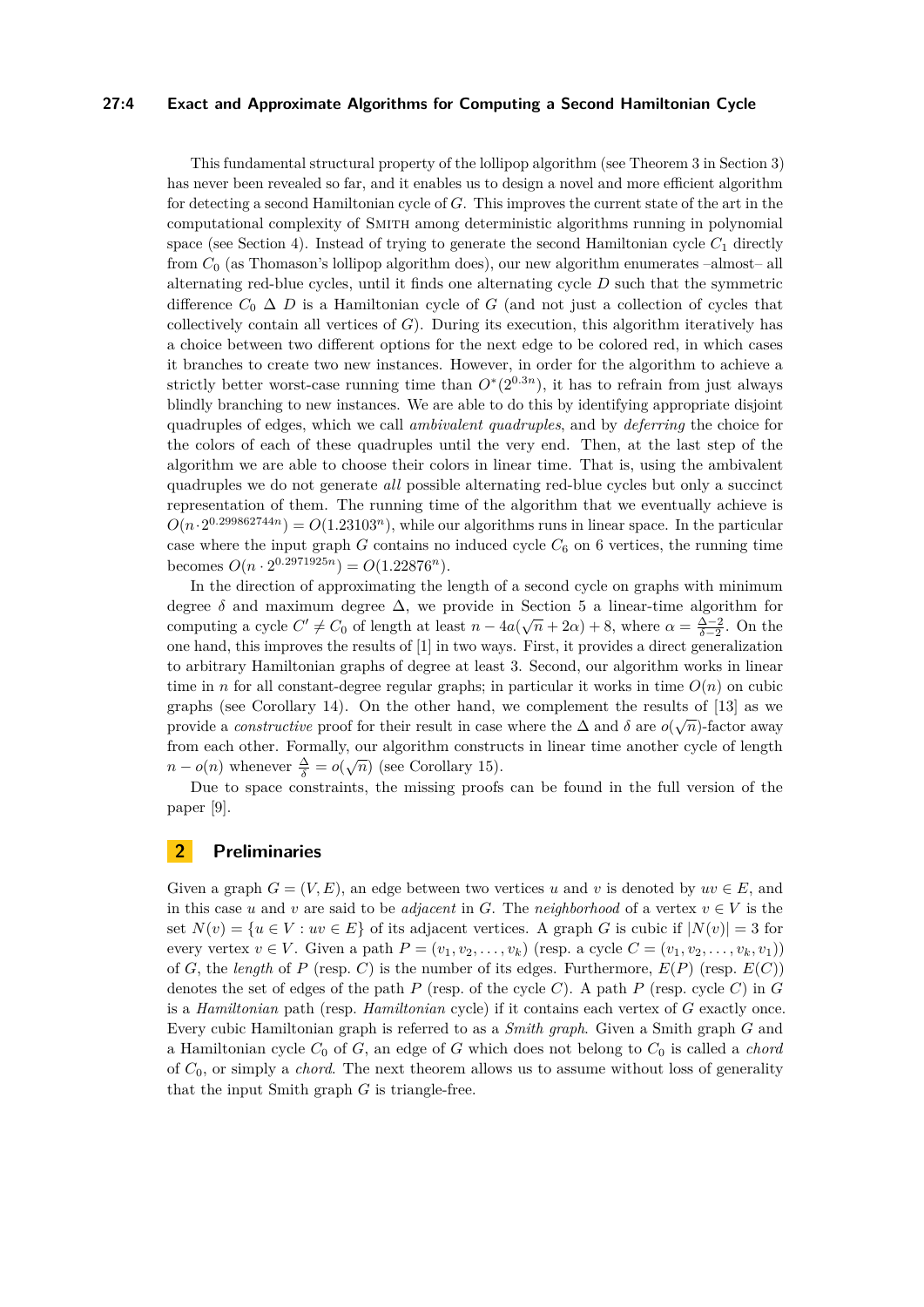This fundamental structural property of the lollipop algorithm (see Theorem 3 in Section 3) has never been revealed so far, and it enables us to design a novel and more efficient algorithm for detecting a second Hamiltonian cycle of $G$. This improves the current state of the art in the computational complexity of Smith among deterministic algorithms running in polynomial space (see Section 4). Instead of trying to generate the second Hamiltonian cycle $C_1$ directly from $C_0$ (as Thomason's lollipop algorithm does), our new algorithm enumerates –almost– all alternating red-blue cycles, until it finds one alternating cycle $D$ such that the symmetric difference $C_0 \ \Delta \ D$ is a Hamiltonian cycle of $G$ (and not just a collection of cycles that collectively contain all vertices of $G$). During its execution, this algorithm iteratively has a choice between two different options for the next edge to be colored red, in which cases it branches to create two new instances. However, in order for the algorithm to achieve a strictly better worst-case running time than $O^*(2^{0.3n})$, it has to refrain from just always blindly branching to new instances. We are able to do this by identifying appropriate disjoint quadruples of edges, which we call *ambivalent quadruples*, and by *deferring* the choice for the colors of each of these quadruples until the very end. Then, at the last step of the algorithm we are able to choose their colors in linear time. That is, using the ambivalent quadruples we do not generate *all* possible alternating red-blue cycles but only a succinct representation of them. The running time of the algorithm that we eventually achieve is $O(n \cdot 2^{0.299862744n}) = O(1.23103^n)$, while our algorithms runs in linear space. In the particular case where the input graph $G$ contains no induced cycle $C_6$ on 6 vertices, the running time becomes $O(n \cdot 2^{0.2971925n}) = O(1.22876^n)$.

In the direction of approximating the length of a second cycle on graphs with minimum degree $\delta$ and maximum degree $\Delta$, we provide in Section 5 a linear-time algorithm for computing a cycle $C' \neq C_0$ of length at least $n - 4a(\sqrt{n} + 2\alpha) + 8$, where $\alpha = \frac{\Delta-2}{\delta-2}$. On the one hand, this improves the results of [1] in two ways. First, it provides a direct generalization to arbitrary Hamiltonian graphs of degree at least 3. Second, our algorithm works in linear time in $n$ for all constant-degree regular graphs; in particular it works in time $O(n)$ on cubic graphs (see Corollary 14). On the other hand, we complement the results of [13] as we provide a *constructive* proof for their result in case where the $\Delta$ and $\delta$ are $o(\sqrt{n})$-factor away from each other. Formally, our algorithm constructs in linear time another cycle of length $n - o(n)$ whenever $\frac{\Delta}{\delta} = o(\sqrt{n})$ (see Corollary 15).

Due to space constraints, the missing proofs can be found in the full version of the paper [9].

## 2 Preliminaries

Given a graph $G = (V, E)$, an edge between two vertices $u$ and $v$ is denoted by $uv \in E$, and in this case $u$ and $v$ are said to be *adjacent* in $G$. The *neighborhood* of a vertex $v \in V$ is the set $N(v) = \{u \in V : uv \in E\}$ of its adjacent vertices. A graph $G$ is cubic if $|N(v)| = 3$ for every vertex $v \in V$. Given a path $P = (v_1, v_2, \ldots, v_k)$ (resp. a cycle $C = (v_1, v_2, \ldots, v_k, v_1)$) of $G$, the *length* of $P$ (resp. $C$) is the number of its edges. Furthermore, $E(P)$ (resp. $E(C)$) denotes the set of edges of the path $P$ (resp. of the cycle $C$). A path $P$ (resp. cycle $C$) in $G$ is a *Hamiltonian* path (resp. *Hamiltonian* cycle) if it contains each vertex of $G$ exactly once. Every cubic Hamiltonian graph is referred to as a *Smith graph*. Given a Smith graph $G$ and a Hamiltonian cycle $C_0$ of $G$, an edge of $G$ which does not belong to $C_0$ is called a *chord* of $C_0$, or simply a *chord*. The next theorem allows us to assume without loss of generality that the input Smith graph $G$ is triangle-free.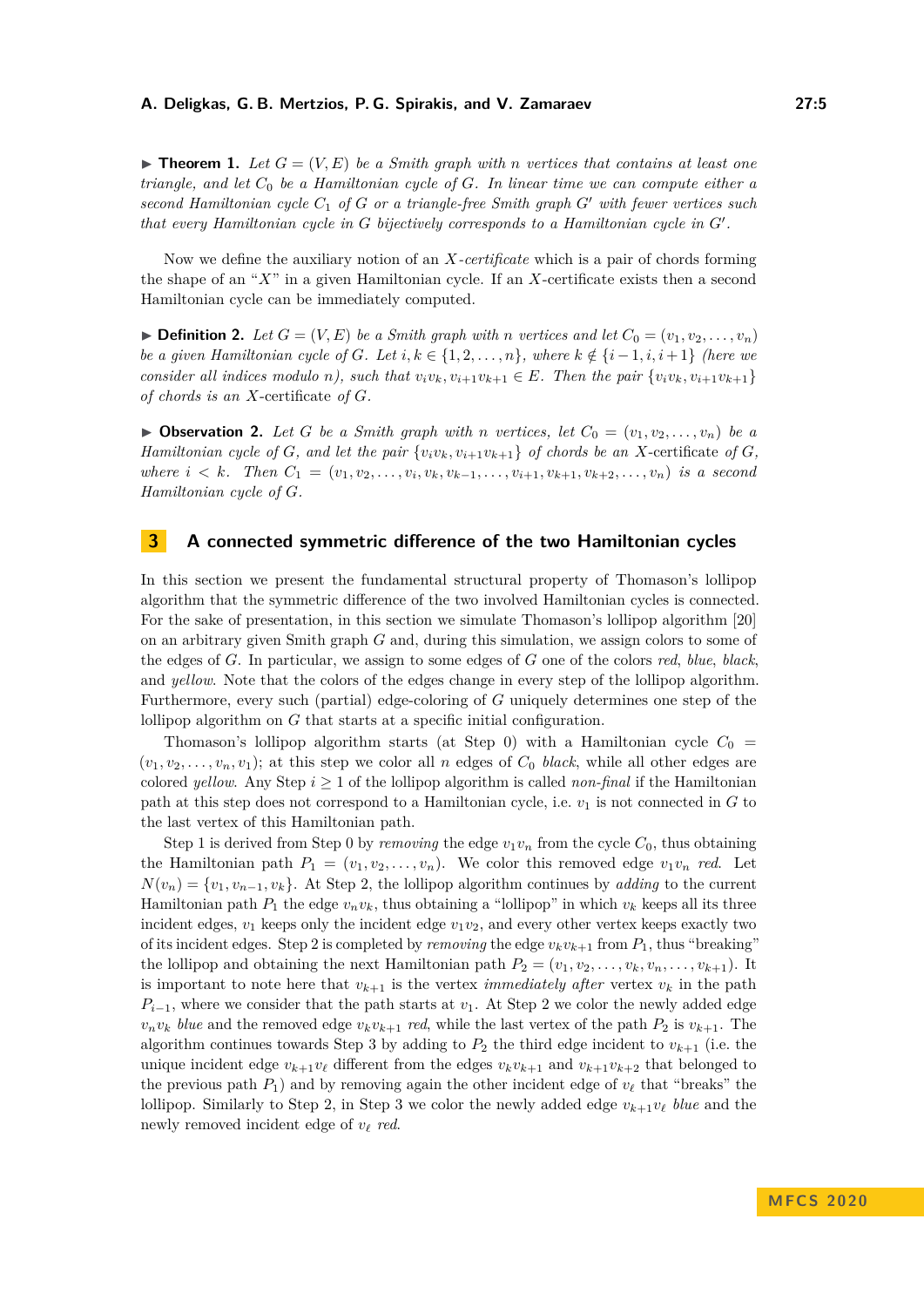▶ **Theorem 1.** *Let $G = (V, E)$ be a Smith graph with $n$ vertices that contains at least one triangle, and let $C_0$ be a Hamiltonian cycle of $G$. In linear time we can compute either a second Hamiltonian cycle $C_1$ of $G$ or a triangle-free Smith graph $G'$ with fewer vertices such that every Hamiltonian cycle in $G$ bijectively corresponds to a Hamiltonian cycle in $G'$.*

Now we define the auxiliary notion of an *X-certificate* which is a pair of chords forming the shape of an "$X$" in a given Hamiltonian cycle. If an $X$-certificate exists then a second Hamiltonian cycle can be immediately computed.

▶ **Definition 2.** *Let $G = (V, E)$ be a Smith graph with $n$ vertices and let $C_0 = (v_1, v_2, \ldots, v_n)$ be a given Hamiltonian cycle of $G$. Let $i, k \in \{1, 2, \ldots, n\}$, where $k \notin \{i-1, i, i+1\}$ (here we consider all indices modulo $n$), such that $v_i v_k, v_{i+1} v_{k+1} \in E$. Then the pair $\{v_i v_k, v_{i+1} v_{k+1}\}$ of chords is an* X-certificate *of $G$.*

▶ **Observation 2.** *Let $G$ be a Smith graph with $n$ vertices, let $C_0 = (v_1, v_2, \ldots, v_n)$ be a Hamiltonian cycle of $G$, and let the pair $\{v_i v_k, v_{i+1} v_{k+1}\}$ of chords be an* X-certificate *of $G$, where $i < k$. Then $C_1 = (v_1, v_2, \ldots, v_i, v_k, v_{k-1}, \ldots, v_{i+1}, v_{k+1}, v_{k+2}, \ldots, v_n)$ is a second Hamiltonian cycle of $G$.*

# 3 A connected symmetric difference of the two Hamiltonian cycles

In this section we present the fundamental structural property of Thomason's lollipop algorithm that the symmetric difference of the two involved Hamiltonian cycles is connected. For the sake of presentation, in this section we simulate Thomason's lollipop algorithm [20] on an arbitrary given Smith graph $G$ and, during this simulation, we assign colors to some of the edges of $G$. In particular, we assign to some edges of $G$ one of the colors *red*, *blue*, *black*, and *yellow*. Note that the colors of the edges change in every step of the lollipop algorithm. Furthermore, every such (partial) edge-coloring of $G$ uniquely determines one step of the lollipop algorithm on $G$ that starts at a specific initial configuration.

Thomason's lollipop algorithm starts (at Step 0) with a Hamiltonian cycle $C_0 = (v_1, v_2, \ldots, v_n, v_1)$; at this step we color all $n$ edges of $C_0$ *black*, while all other edges are colored *yellow*. Any Step $i \geq 1$ of the lollipop algorithm is called *non-final* if the Hamiltonian path at this step does not correspond to a Hamiltonian cycle, i.e. $v_1$ is not connected in $G$ to the last vertex of this Hamiltonian path.

Step 1 is derived from Step 0 by *removing* the edge $v_1 v_n$ from the cycle $C_0$, thus obtaining the Hamiltonian path $P_1 = (v_1, v_2, \ldots, v_n)$. We color this removed edge $v_1 v_n$ *red*. Let $N(v_n) = \{v_1, v_{n-1}, v_k\}$. At Step 2, the lollipop algorithm continues by *adding* to the current Hamiltonian path $P_1$ the edge $v_n v_k$, thus obtaining a "lollipop" in which $v_k$ keeps all its three incident edges, $v_1$ keeps only the incident edge $v_1 v_2$, and every other vertex keeps exactly two of its incident edges. Step 2 is completed by *removing* the edge $v_k v_{k+1}$ from $P_1$, thus "breaking" the lollipop and obtaining the next Hamiltonian path $P_2 = (v_1, v_2, \ldots, v_k, v_n, \ldots, v_{k+1})$. It is important to note here that $v_{k+1}$ is the vertex *immediately after* vertex $v_k$ in the path $P_{i-1}$, where we consider that the path starts at $v_1$. At Step 2 we color the newly added edge $v_n v_k$ *blue* and the removed edge $v_k v_{k+1}$ *red*, while the last vertex of the path $P_2$ is $v_{k+1}$. The algorithm continues towards Step 3 by adding to $P_2$ the third edge incident to $v_{k+1}$ (i.e. the unique incident edge $v_{k+1} v_\ell$ different from the edges $v_k v_{k+1}$ and $v_{k+1} v_{k+2}$ that belonged to the previous path $P_1$) and by removing again the other incident edge of $v_\ell$ that "breaks" the lollipop. Similarly to Step 2, in Step 3 we color the newly added edge $v_{k+1} v_\ell$ *blue* and the newly removed incident edge of $v_\ell$ *red*.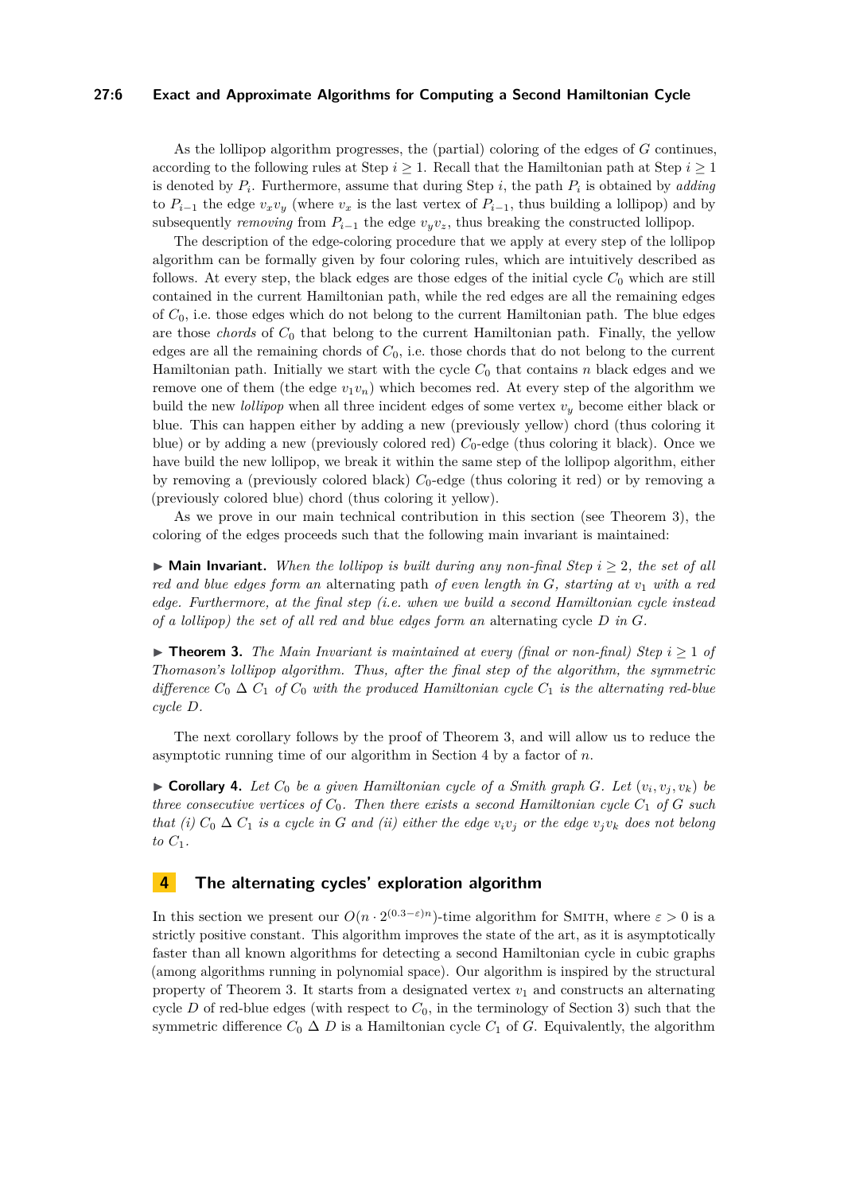As the lollipop algorithm progresses, the (partial) coloring of the edges of $G$ continues, according to the following rules at Step $i \geq 1$. Recall that the Hamiltonian path at Step $i \geq 1$ is denoted by $P_i$. Furthermore, assume that during Step $i$, the path $P_i$ is obtained by *adding* to $P_{i-1}$ the edge $v_x v_y$ (where $v_x$ is the last vertex of $P_{i-1}$, thus building a lollipop) and by subsequently *removing* from $P_{i-1}$ the edge $v_y v_z$, thus breaking the constructed lollipop.

The description of the edge-coloring procedure that we apply at every step of the lollipop algorithm can be formally given by four coloring rules, which are intuitively described as follows. At every step, the black edges are those edges of the initial cycle $C_0$ which are still contained in the current Hamiltonian path, while the red edges are all the remaining edges of $C_0$, i.e. those edges which do not belong to the current Hamiltonian path. The blue edges are those *chords* of $C_0$ that belong to the current Hamiltonian path. Finally, the yellow edges are all the remaining chords of $C_0$, i.e. those chords that do not belong to the current Hamiltonian path. Initially we start with the cycle $C_0$ that contains $n$ black edges and we remove one of them (the edge $v_1 v_n$) which becomes red. At every step of the algorithm we build the new *lollipop* when all three incident edges of some vertex $v_y$ become either black or blue. This can happen either by adding a new (previously yellow) chord (thus coloring it blue) or by adding a new (previously colored red) $C_0$-edge (thus coloring it black). Once we have build the new lollipop, we break it within the same step of the lollipop algorithm, either by removing a (previously colored black) $C_0$-edge (thus coloring it red) or by removing a (previously colored blue) chord (thus coloring it yellow).

As we prove in our main technical contribution in this section (see Theorem 3), the coloring of the edges proceeds such that the following main invariant is maintained:

▶ **Main Invariant.** *When the lollipop is built during any non-final Step $i \geq 2$, the set of all red and blue edges form an* alternating path *of even length in $G$, starting at $v_1$ with a red edge. Furthermore, at the final step (i.e. when we build a second Hamiltonian cycle instead of a lollipop) the set of all red and blue edges form an* alternating cycle *$D$ in $G$.*

▶ **Theorem 3.** *The Main Invariant is maintained at every (final or non-final) Step $i \geq 1$ of Thomason's lollipop algorithm. Thus, after the final step of the algorithm, the symmetric difference $C_0 \, \Delta \, C_1$ of $C_0$ with the produced Hamiltonian cycle $C_1$ is the alternating red-blue cycle $D$.*

The next corollary follows by the proof of Theorem 3, and will allow us to reduce the asymptotic running time of our algorithm in Section 4 by a factor of $n$.

▶ **Corollary 4.** *Let $C_0$ be a given Hamiltonian cycle of a Smith graph $G$. Let $(v_i, v_j, v_k)$ be three consecutive vertices of $C_0$. Then there exists a second Hamiltonian cycle $C_1$ of $G$ such that (i) $C_0 \, \Delta \, C_1$ is a cycle in $G$ and (ii) either the edge $v_i v_j$ or the edge $v_j v_k$ does not belong to $C_1$.*

## 4 The alternating cycles' exploration algorithm

In this section we present our $O(n \cdot 2^{(0.3-\varepsilon)n})$-time algorithm for Smith, where $\varepsilon > 0$ is a strictly positive constant. This algorithm improves the state of the art, as it is asymptotically faster than all known algorithms for detecting a second Hamiltonian cycle in cubic graphs (among algorithms running in polynomial space). Our algorithm is inspired by the structural property of Theorem 3. It starts from a designated vertex $v_1$ and constructs an alternating cycle $D$ of red-blue edges (with respect to $C_0$, in the terminology of Section 3) such that the symmetric difference $C_0 \, \Delta \, D$ is a Hamiltonian cycle $C_1$ of $G$. Equivalently, the algorithm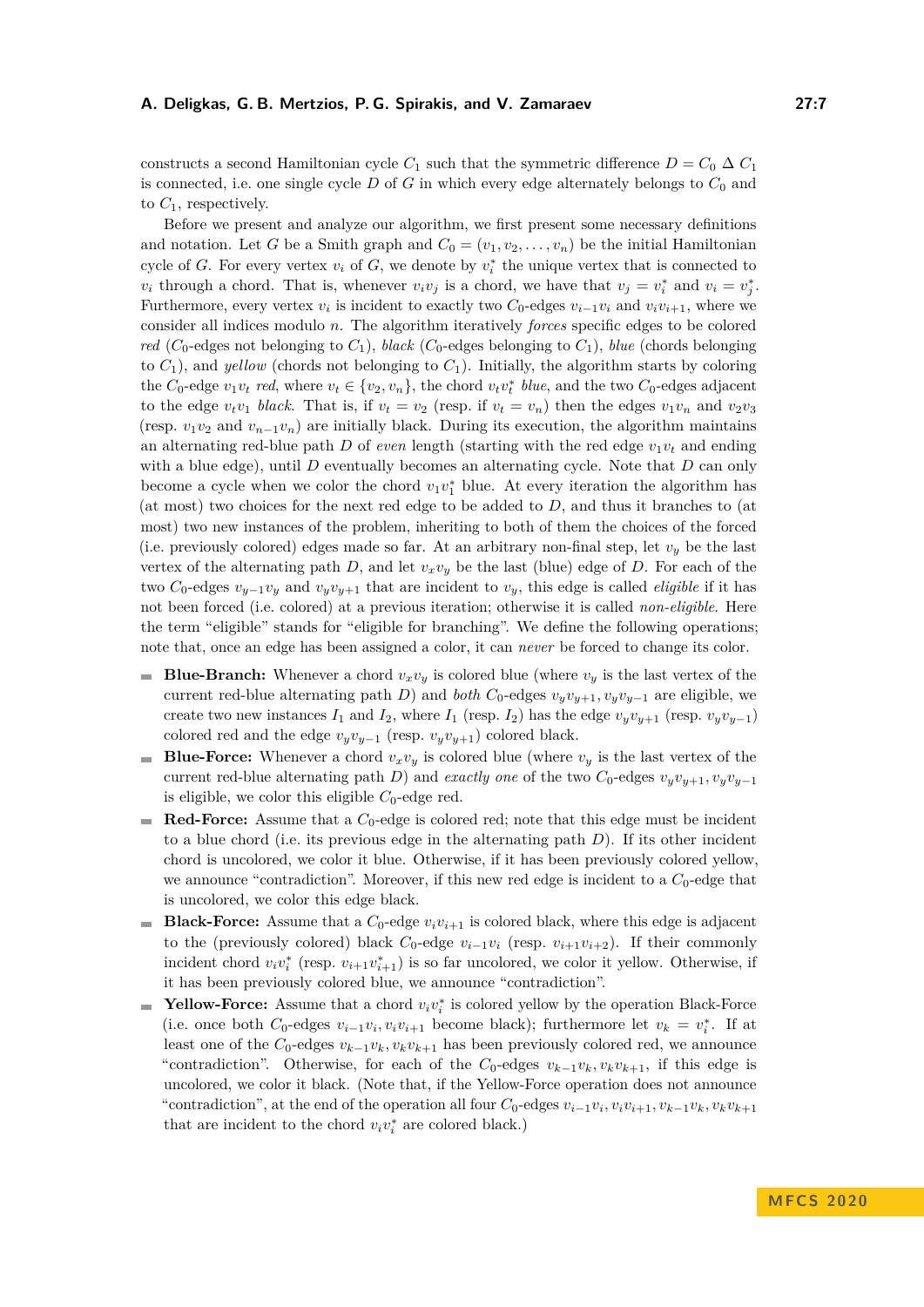constructs a second Hamiltonian cycle $C_1$ such that the symmetric difference $D = C_0 \Delta C_1$ is connected, i.e. one single cycle $D$ of $G$ in which every edge alternately belongs to $C_0$ and to $C_1$, respectively.

Before we present and analyze our algorithm, we first present some necessary definitions and notation. Let $G$ be a Smith graph and $C_0 = (v_1, v_2, \ldots, v_n)$ be the initial Hamiltonian cycle of $G$. For every vertex $v_i$ of $G$, we denote by $v_i^*$ the unique vertex that is connected to $v_i$ through a chord. That is, whenever $v_i v_j$ is a chord, we have that $v_j = v_i^*$ and $v_i = v_j^*$. Furthermore, every vertex $v_i$ is incident to exactly two $C_0$-edges $v_{i-1}v_i$ and $v_i v_{i+1}$, where we consider all indices modulo $n$. The algorithm iteratively *forces* specific edges to be colored *red* ($C_0$-edges not belonging to $C_1$), *black* ($C_0$-edges belonging to $C_1$), *blue* (chords belonging to $C_1$), and *yellow* (chords not belonging to $C_1$). Initially, the algorithm starts by coloring the $C_0$-edge $v_1 v_t$ *red*, where $v_t \in \{v_2, v_n\}$, the chord $v_t v_t^*$ *blue*, and the two $C_0$-edges adjacent to the edge $v_t v_1$ *black*. That is, if $v_t = v_2$ (resp. if $v_t = v_n$) then the edges $v_1 v_n$ and $v_2 v_3$ (resp. $v_1 v_2$ and $v_{n-1} v_n$) are initially black. During its execution, the algorithm maintains an alternating red-blue path $D$ of *even* length (starting with the red edge $v_1 v_t$ and ending with a blue edge), until $D$ eventually becomes an alternating cycle. Note that $D$ can only become a cycle when we color the chord $v_1 v_1^*$ blue. At every iteration the algorithm has (at most) two choices for the next red edge to be added to $D$, and thus it branches to (at most) two new instances of the problem, inheriting to both of them the choices of the forced (i.e. previously colored) edges made so far. At an arbitrary non-final step, let $v_y$ be the last vertex of the alternating path $D$, and let $v_x v_y$ be the last (blue) edge of $D$. For each of the two $C_0$-edges $v_{y-1} v_y$ and $v_y v_{y+1}$ that are incident to $v_y$, this edge is called *eligible* if it has not been forced (i.e. colored) at a previous iteration; otherwise it is called *non-eligible*. Here the term "eligible" stands for "eligible for branching". We define the following operations; note that, once an edge has been assigned a color, it can *never* be forced to change its color.

- **Blue-Branch:** Whenever a chord $v_x v_y$ is colored blue (where $v_y$ is the last vertex of the current red-blue alternating path $D$) and *both* $C_0$-edges $v_y v_{y+1}, v_y v_{y-1}$ are eligible, we create two new instances $I_1$ and $I_2$, where $I_1$ (resp. $I_2$) has the edge $v_y v_{y+1}$ (resp. $v_y v_{y-1}$) colored red and the edge $v_y v_{y-1}$ (resp. $v_y v_{y+1}$) colored black.
- **Blue-Force:** Whenever a chord $v_x v_y$ is colored blue (where $v_y$ is the last vertex of the current red-blue alternating path $D$) and *exactly one* of the two $C_0$-edges $v_y v_{y+1}, v_y v_{y-1}$ is eligible, we color this eligible $C_0$-edge red.
- **Red-Force:** Assume that a $C_0$-edge is colored red; note that this edge must be incident to a blue chord (i.e. its previous edge in the alternating path $D$). If its other incident chord is uncolored, we color it blue. Otherwise, if it has been previously colored yellow, we announce "contradiction". Moreover, if this new red edge is incident to a $C_0$-edge that is uncolored, we color this edge black.
- **Black-Force:** Assume that a $C_0$-edge $v_i v_{i+1}$ is colored black, where this edge is adjacent to the (previously colored) black $C_0$-edge $v_{i-1} v_i$ (resp. $v_{i+1} v_{i+2}$). If their commonly incident chord $v_i v_i^*$ (resp. $v_{i+1} v_{i+1}^*$) is so far uncolored, we color it yellow. Otherwise, if it has been previously colored blue, we announce "contradiction".
- **Yellow-Force:** Assume that a chord $v_i v_i^*$ is colored yellow by the operation Black-Force (i.e. once both $C_0$-edges $v_{i-1} v_i, v_i v_{i+1}$ become black); furthermore let $v_k = v_i^*$. If at least one of the $C_0$-edges $v_{k-1} v_k, v_k v_{k+1}$ has been previously colored red, we announce "contradiction". Otherwise, for each of the $C_0$-edges $v_{k-1} v_k, v_k v_{k+1}$, if this edge is uncolored, we color it black. (Note that, if the Yellow-Force operation does not announce "contradiction", at the end of the operation all four $C_0$-edges $v_{i-1} v_i, v_i v_{i+1}, v_{k-1} v_k, v_k v_{k+1}$ that are incident to the chord $v_i v_i^*$ are colored black.)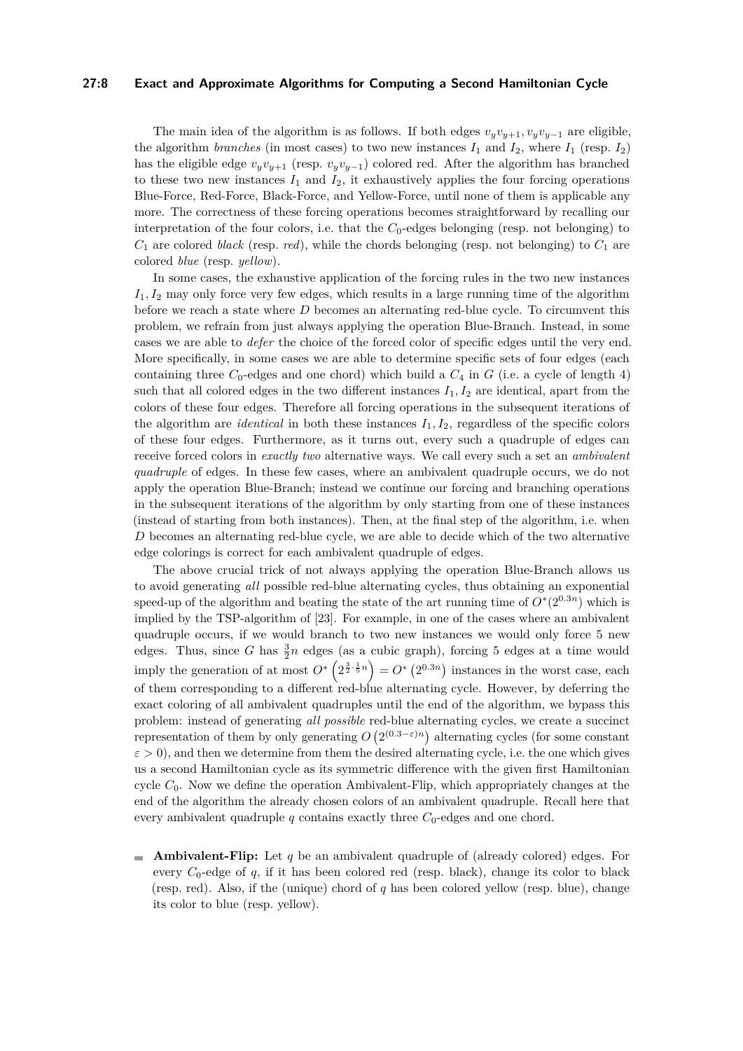The main idea of the algorithm is as follows. If both edges $v_y v_{y+1}, v_y v_{y-1}$ are eligible, the algorithm *branches* (in most cases) to two new instances $I_1$ and $I_2$, where $I_1$ (resp. $I_2$) has the eligible edge $v_y v_{y+1}$ (resp. $v_y v_{y-1}$) colored red. After the algorithm has branched to these two new instances $I_1$ and $I_2$, it exhaustively applies the four forcing operations Blue-Force, Red-Force, Black-Force, and Yellow-Force, until none of them is applicable any more. The correctness of these forcing operations becomes straightforward by recalling our interpretation of the four colors, i.e. that the $C_0$-edges belonging (resp. not belonging) to $C_1$ are colored *black* (resp. *red*), while the chords belonging (resp. not belonging) to $C_1$ are colored *blue* (resp. *yellow*).

In some cases, the exhaustive application of the forcing rules in the two new instances $I_1, I_2$ may only force very few edges, which results in a large running time of the algorithm before we reach a state where $D$ becomes an alternating red-blue cycle. To circumvent this problem, we refrain from just always applying the operation Blue-Branch. Instead, in some cases we are able to *defer* the choice of the forced color of specific edges until the very end. More specifically, in some cases we are able to determine specific sets of four edges (each containing three $C_0$-edges and one chord) which build a $C_4$ in $G$ (i.e. a cycle of length 4) such that all colored edges in the two different instances $I_1, I_2$ are identical, apart from the colors of these four edges. Therefore all forcing operations in the subsequent iterations of the algorithm are *identical* in both these instances $I_1, I_2$, regardless of the specific colors of these four edges. Furthermore, as it turns out, every such a quadruple of edges can receive forced colors in *exactly two* alternative ways. We call every such a set an *ambivalent quadruple* of edges. In these few cases, where an ambivalent quadruple occurs, we do not apply the operation Blue-Branch; instead we continue our forcing and branching operations in the subsequent iterations of the algorithm by only starting from one of these instances (instead of starting from both instances). Then, at the final step of the algorithm, i.e. when $D$ becomes an alternating red-blue cycle, we are able to decide which of the two alternative edge colorings is correct for each ambivalent quadruple of edges.

The above crucial trick of not always applying the operation Blue-Branch allows us to avoid generating *all* possible red-blue alternating cycles, thus obtaining an exponential speed-up of the algorithm and beating the state of the art running time of $O^*(2^{0.3n})$ which is implied by the TSP-algorithm of [23]. For example, in one of the cases where an ambivalent quadruple occurs, if we would branch to two new instances we would only force 5 new edges. Thus, since $G$ has $\frac{3}{2}n$ edges (as a cubic graph), forcing 5 edges at a time would imply the generation of at most $O^*\left(2^{\frac{3}{2}\cdot\frac{1}{5}n}\right) = O^*\left(2^{0.3n}\right)$ instances in the worst case, each of them corresponding to a different red-blue alternating cycle. However, by deferring the exact coloring of all ambivalent quadruples until the end of the algorithm, we bypass this problem: instead of generating *all possible* red-blue alternating cycles, we create a succinct representation of them by only generating $O\left(2^{(0.3-\varepsilon)n}\right)$ alternating cycles (for some constant $\varepsilon > 0$), and then we determine from them the desired alternating cycle, i.e. the one which gives us a second Hamiltonian cycle as its symmetric difference with the given first Hamiltonian cycle $C_0$. Now we define the operation Ambivalent-Flip, which appropriately changes at the end of the algorithm the already chosen colors of an ambivalent quadruple. Recall here that every ambivalent quadruple $q$ contains exactly three $C_0$-edges and one chord.

- **Ambivalent-Flip:** Let $q$ be an ambivalent quadruple of (already colored) edges. For every $C_0$-edge of $q$, if it has been colored red (resp. black), change its color to black (resp. red). Also, if the (unique) chord of $q$ has been colored yellow (resp. blue), change its color to blue (resp. yellow).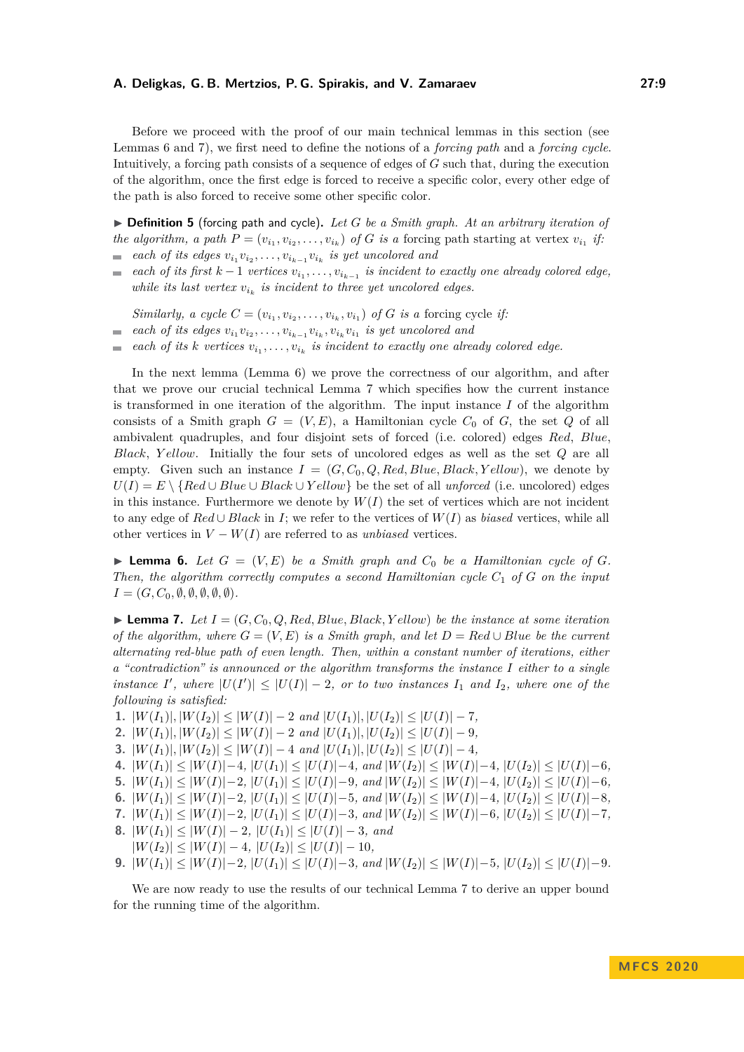Before we proceed with the proof of our main technical lemmas in this section (see Lemmas 6 and 7), we first need to define the notions of a *forcing path* and a *forcing cycle*. Intuitively, a forcing path consists of a sequence of edges of $G$ such that, during the execution of the algorithm, once the first edge is forced to receive a specific color, every other edge of the path is also forced to receive some other specific color.

▶ **Definition 5** (forcing path and cycle)**.** *Let $G$ be a Smith graph. At an arbitrary iteration of the algorithm, a path $P = (v_{i_1}, v_{i_2}, \ldots, v_{i_k})$ of $G$ is a* forcing path *starting at vertex $v_{i_1}$ if:*

- *each of its edges $v_{i_1}v_{i_2}, \ldots, v_{i_{k-1}}v_{i_k}$ is yet uncolored and*
- *each of its first $k-1$ vertices $v_{i_1}, \ldots, v_{i_{k-1}}$ is incident to exactly one already colored edge, while its last vertex $v_{i_k}$ is incident to three yet uncolored edges.*

*Similarly, a cycle $C = (v_{i_1}, v_{i_2}, \ldots, v_{i_k}, v_{i_1})$ of $G$ is a* forcing cycle *if:*

- *each of its edges $v_{i_1}v_{i_2}, \ldots, v_{i_{k-1}}v_{i_k}, v_{i_k}v_{i_1}$ is yet uncolored and*
- *each of its $k$ vertices $v_{i_1}, \ldots, v_{i_k}$ is incident to exactly one already colored edge.*

In the next lemma (Lemma 6) we prove the correctness of our algorithm, and after that we prove our crucial technical Lemma 7 which specifies how the current instance is transformed in one iteration of the algorithm. The input instance $I$ of the algorithm consists of a Smith graph $G = (V, E)$, a Hamiltonian cycle $C_0$ of $G$, the set $Q$ of all ambivalent quadruples, and four disjoint sets of forced (i.e. colored) edges *Red*, *Blue*, *Black*, *Yellow*. Initially the four sets of uncolored edges as well as the set $Q$ are all empty. Given such an instance $I = (G, C_0, Q, Red, Blue, Black, Yellow)$, we denote by $U(I) = E \setminus \{Red \cup Blue \cup Black \cup Yellow\}$ be the set of all *unforced* (i.e. uncolored) edges in this instance. Furthermore we denote by $W(I)$ the set of vertices which are not incident to any edge of $Red \cup Black$ in $I$; we refer to the vertices of $W(I)$ as *biased* vertices, while all other vertices in $V - W(I)$ are referred to as *unbiased* vertices.

▶ **Lemma 6.** *Let $G = (V, E)$ be a Smith graph and $C_0$ be a Hamiltonian cycle of $G$. Then, the algorithm correctly computes a second Hamiltonian cycle $C_1$ of $G$ on the input $I = (G, C_0, \emptyset, \emptyset, \emptyset, \emptyset, \emptyset)$.*

▶ **Lemma 7.** *Let $I = (G, C_0, Q, Red, Blue, Black, Yellow)$ be the instance at some iteration of the algorithm, where $G = (V, E)$ is a Smith graph, and let $D = Red \cup Blue$ be the current alternating red-blue path of even length. Then, within a constant number of iterations, either a "contradiction" is announced or the algorithm transforms the instance $I$ either to a single instance $I'$, where $|U(I')| \leq |U(I)| - 2$, or to two instances $I_1$ and $I_2$, where one of the following is satisfied:*

1. $|W(I_1)|, |W(I_2)| \leq |W(I)| - 2$ *and* $|U(I_1)|, |U(I_2)| \leq |U(I)| - 7$,
2. $|W(I_1)|, |W(I_2)| \leq |W(I)| - 2$ *and* $|U(I_1)|, |U(I_2)| \leq |U(I)| - 9$,
3. $|W(I_1)|, |W(I_2)| \leq |W(I)| - 4$ *and* $|U(I_1)|, |U(I_2)| \leq |U(I)| - 4$,
4. $|W(I_1)| \leq |W(I)| - 4$, $|U(I_1)| \leq |U(I)| - 4$, *and* $|W(I_2)| \leq |W(I)| - 4$, $|U(I_2)| \leq |U(I)| - 6$,
5. $|W(I_1)| \leq |W(I)| - 2$, $|U(I_1)| \leq |U(I)| - 9$, *and* $|W(I_2)| \leq |W(I)| - 4$, $|U(I_2)| \leq |U(I)| - 6$,
6. $|W(I_1)| \leq |W(I)| - 2$, $|U(I_1)| \leq |U(I)| - 5$, *and* $|W(I_2)| \leq |W(I)| - 4$, $|U(I_2)| \leq |U(I)| - 8$,
7. $|W(I_1)| \leq |W(I)| - 2$, $|U(I_1)| \leq |U(I)| - 3$, *and* $|W(I_2)| \leq |W(I)| - 6$, $|U(I_2)| \leq |U(I)| - 7$,
8. $|W(I_1)| \leq |W(I)| - 2$, $|U(I_1)| \leq |U(I)| - 3$, *and* $|W(I_2)| \leq |W(I)| - 4$, $|U(I_2)| \leq |U(I)| - 10$,
9. $|W(I_1)| \leq |W(I)| - 2$, $|U(I_1)| \leq |U(I)| - 3$, *and* $|W(I_2)| \leq |W(I)| - 5$, $|U(I_2)| \leq |U(I)| - 9$.

We are now ready to use the results of our technical Lemma 7 to derive an upper bound for the running time of the algorithm.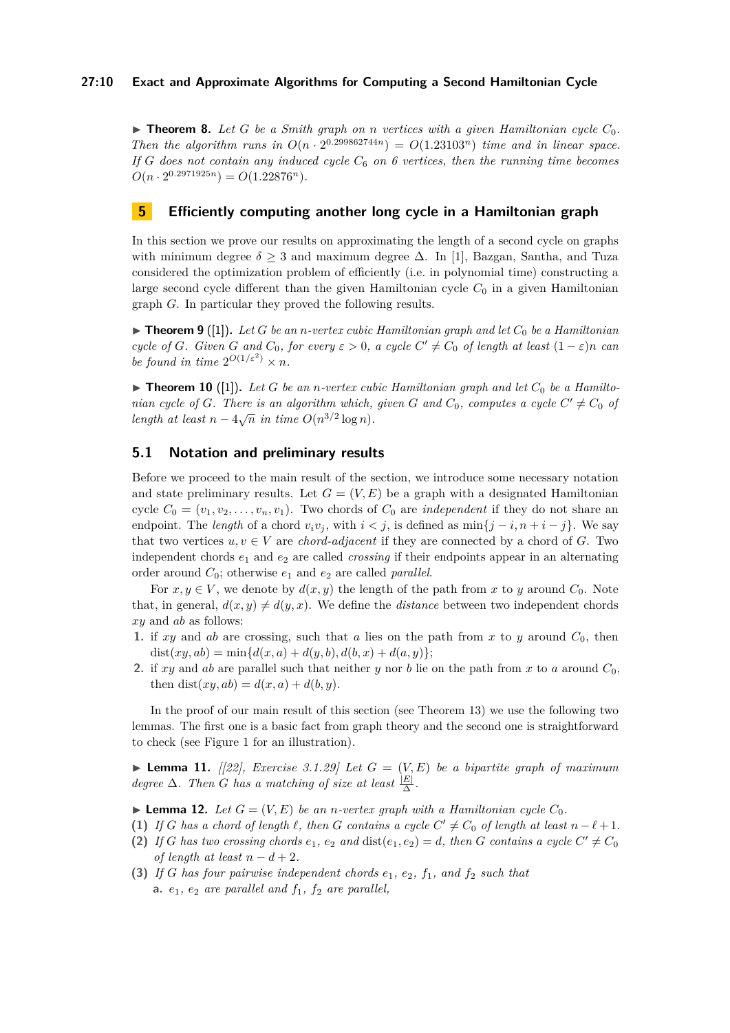▶ **Theorem 8.** *Let $G$ be a Smith graph on $n$ vertices with a given Hamiltonian cycle $C_0$. Then the algorithm runs in $O(n \cdot 2^{0.299862744n}) = O(1.23103^n)$ time and in linear space. If $G$ does not contain any induced cycle $C_6$ on 6 vertices, then the running time becomes $O(n \cdot 2^{0.2971925n}) = O(1.22876^n)$.*

## 5 Efficiently computing another long cycle in a Hamiltonian graph

In this section we prove our results on approximating the length of a second cycle on graphs with minimum degree $\delta \geq 3$ and maximum degree $\Delta$. In [1], Bazgan, Santha, and Tuza considered the optimization problem of efficiently (i.e. in polynomial time) constructing a large second cycle different than the given Hamiltonian cycle $C_0$ in a given Hamiltonian graph $G$. In particular they proved the following results.

▶ **Theorem 9** ([1]). *Let $G$ be an $n$-vertex cubic Hamiltonian graph and let $C_0$ be a Hamiltonian cycle of $G$. Given $G$ and $C_0$, for every $\varepsilon > 0$, a cycle $C' \neq C_0$ of length at least $(1-\varepsilon)n$ can be found in time $2^{O(1/\varepsilon^2)} \times n$.*

▶ **Theorem 10** ([1]). *Let $G$ be an $n$-vertex cubic Hamiltonian graph and let $C_0$ be a Hamiltonian cycle of $G$. There is an algorithm which, given $G$ and $C_0$, computes a cycle $C' \neq C_0$ of length at least $n - 4\sqrt{n}$ in time $O(n^{3/2} \log n)$.*

### 5.1 Notation and preliminary results

Before we proceed to the main result of the section, we introduce some necessary notation and state preliminary results. Let $G = (V, E)$ be a graph with a designated Hamiltonian cycle $C_0 = (v_1, v_2, \ldots, v_n, v_1)$. Two chords of $C_0$ are *independent* if they do not share an endpoint. The *length* of a chord $v_i v_j$, with $i < j$, is defined as $\min\{j - i, n + i - j\}$. We say that two vertices $u, v \in V$ are *chord-adjacent* if they are connected by a chord of $G$. Two independent chords $e_1$ and $e_2$ are called *crossing* if their endpoints appear in an alternating order around $C_0$; otherwise $e_1$ and $e_2$ are called *parallel*.

For $x, y \in V$, we denote by $d(x, y)$ the length of the path from $x$ to $y$ around $C_0$. Note that, in general, $d(x, y) \neq d(y, x)$. We define the *distance* between two independent chords $xy$ and $ab$ as follows:

1. if $xy$ and $ab$ are crossing, such that $a$ lies on the path from $x$ to $y$ around $C_0$, then $\text{dist}(xy, ab) = \min\{d(x, a) + d(y, b), d(b, x) + d(a, y)\}$;
2. if $xy$ and $ab$ are parallel such that neither $y$ nor $b$ lie on the path from $x$ to $a$ around $C_0$, then $\text{dist}(xy, ab) = d(x, a) + d(b, y)$.

In the proof of our main result of this section (see Theorem 13) we use the following two lemmas. The first one is a basic fact from graph theory and the second one is straightforward to check (see Figure 1 for an illustration).

▶ **Lemma 11.** *[[22], Exercise 3.1.29] Let $G = (V, E)$ be a bipartite graph of maximum degree $\Delta$. Then $G$ has a matching of size at least $\frac{|E|}{\Delta}$.*

▶ **Lemma 12.** *Let $G = (V, E)$ be an $n$-vertex graph with a Hamiltonian cycle $C_0$.*

**(1)** *If $G$ has a chord of length $\ell$, then $G$ contains a cycle $C' \neq C_0$ of length at least $n - \ell + 1$.*

**(2)** *If $G$ has two crossing chords $e_1$, $e_2$ and $\text{dist}(e_1, e_2) = d$, then $G$ contains a cycle $C' \neq C_0$ of length at least $n - d + 2$.*

**(3)** *If $G$ has four pairwise independent chords $e_1$, $e_2$, $f_1$, and $f_2$ such that*

  **a.** *$e_1$, $e_2$ are parallel and $f_1$, $f_2$ are parallel,*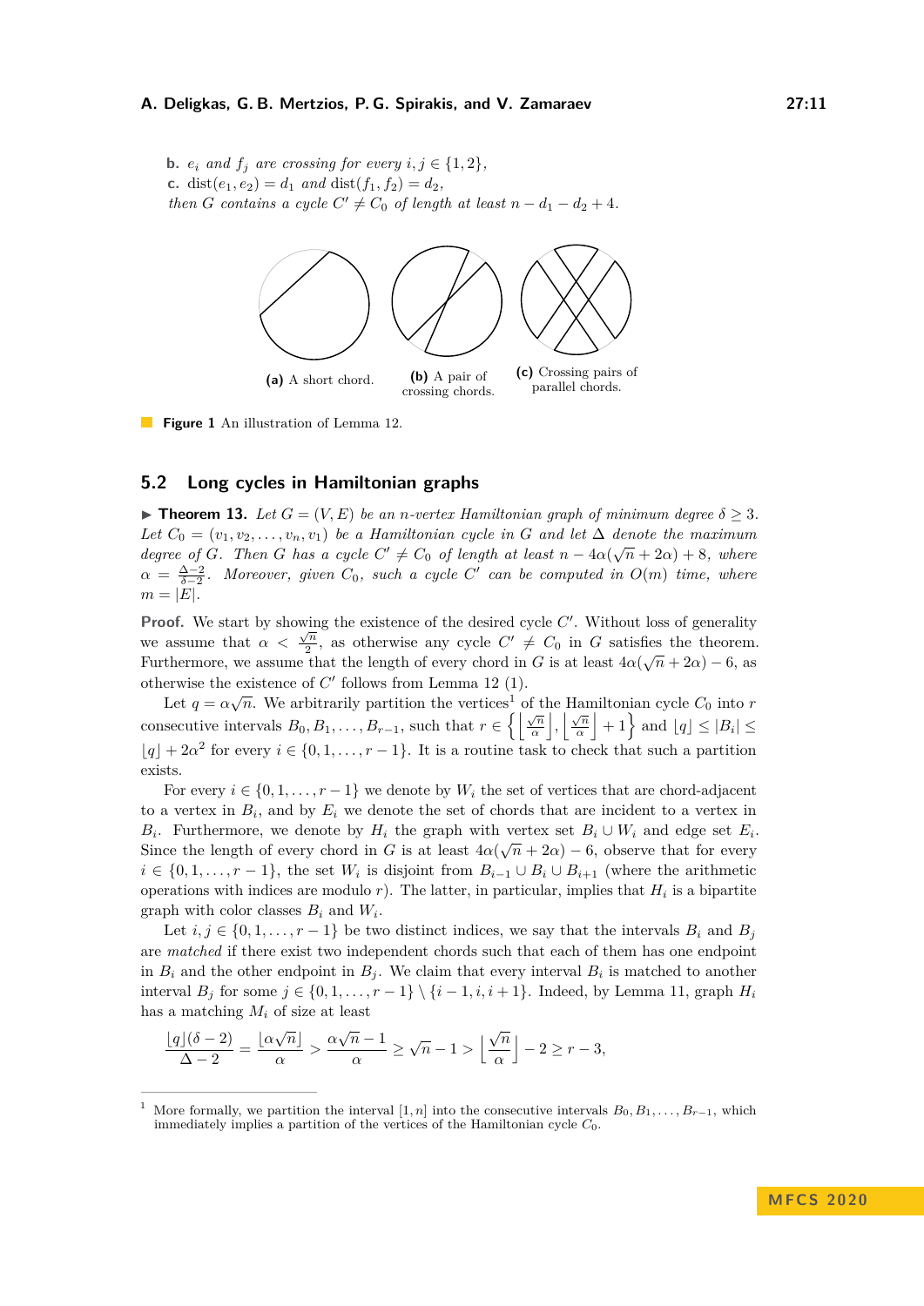**b.** $e_i$ *and* $f_j$ *are crossing for every* $i, j \in \{1, 2\}$,

**c.** $\text{dist}(e_1, e_2) = d_1$ *and* $\text{dist}(f_1, f_2) = d_2$,

*then* $G$ *contains a cycle* $C' \neq C_0$ *of length at least* $n - d_1 - d_2 + 4$.

**(a)** A short chord. **(b)** A pair of crossing chords. **(c)** Crossing pairs of parallel chords.

**Figure 1** An illustration of Lemma 12.

## 5.2 Long cycles in Hamiltonian graphs

▶ **Theorem 13.** *Let* $G = (V, E)$ *be an* $n$*-vertex Hamiltonian graph of minimum degree* $\delta \geq 3$*. Let* $C_0 = (v_1, v_2, \ldots, v_n, v_1)$ *be a Hamiltonian cycle in* $G$ *and let* $\Delta$ *denote the maximum degree of* $G$*. Then* $G$ *has a cycle* $C' \neq C_0$ *of length at least* $n - 4\alpha(\sqrt{n} + 2\alpha) + 8$*, where* $\alpha = \frac{\Delta - 2}{\delta - 2}$*. Moreover, given* $C_0$*, such a cycle* $C'$ *can be computed in* $O(m)$ *time, where* $m = |E|$*.*

**Proof.** We start by showing the existence of the desired cycle $C'$. Without loss of generality we assume that $\alpha < \frac{\sqrt{n}}{2}$, as otherwise any cycle $C' \neq C_0$ in $G$ satisfies the theorem. Furthermore, we assume that the length of every chord in $G$ is at least $4\alpha(\sqrt{n} + 2\alpha) - 6$, as otherwise the existence of $C'$ follows from Lemma 12 (1).

Let $q = \alpha\sqrt{n}$. We arbitrarily partition the vertices[1] of the Hamiltonian cycle $C_0$ into $r$ consecutive intervals $B_0, B_1, \ldots, B_{r-1}$, such that $r \in \left\{ \left\lfloor \frac{\sqrt{n}}{\alpha} \right\rfloor, \left\lfloor \frac{\sqrt{n}}{\alpha} \right\rfloor + 1 \right\}$ and $\lfloor q \rfloor \leq |B_i| \leq \lfloor q \rfloor + 2\alpha^2$ for every $i \in \{0, 1, \ldots, r-1\}$. It is a routine task to check that such a partition exists.

For every $i \in \{0, 1, \ldots, r-1\}$ we denote by $W_i$ the set of vertices that are chord-adjacent to a vertex in $B_i$, and by $E_i$ we denote the set of chords that are incident to a vertex in $B_i$. Furthermore, we denote by $H_i$ the graph with vertex set $B_i \cup W_i$ and edge set $E_i$. Since the length of every chord in $G$ is at least $4\alpha(\sqrt{n} + 2\alpha) - 6$, observe that for every $i \in \{0, 1, \ldots, r-1\}$, the set $W_i$ is disjoint from $B_{i-1} \cup B_i \cup B_{i+1}$ (where the arithmetic operations with indices are modulo $r$). The latter, in particular, implies that $H_i$ is a bipartite graph with color classes $B_i$ and $W_i$.

Let $i, j \in \{0, 1, \ldots, r-1\}$ be two distinct indices, we say that the intervals $B_i$ and $B_j$ are *matched* if there exist two independent chords such that each of them has one endpoint in $B_i$ and the other endpoint in $B_j$. We claim that every interval $B_i$ is matched to another interval $B_j$ for some $j \in \{0, 1, \ldots, r-1\} \setminus \{i-1, i, i+1\}$. Indeed, by Lemma 11, graph $H_i$ has a matching $M_i$ of size at least

$$\frac{\lfloor q \rfloor (\delta - 2)}{\Delta - 2} = \frac{\lfloor \alpha\sqrt{n} \rfloor}{\alpha} > \frac{\alpha\sqrt{n} - 1}{\alpha} \geq \sqrt{n} - 1 > \left\lfloor \frac{\sqrt{n}}{\alpha} \right\rfloor - 2 \geq r - 3,$$

[1] More formally, we partition the interval $[1, n]$ into the consecutive intervals $B_0, B_1, \ldots, B_{r-1}$, which immediately implies a partition of the vertices of the Hamiltonian cycle $C_0$.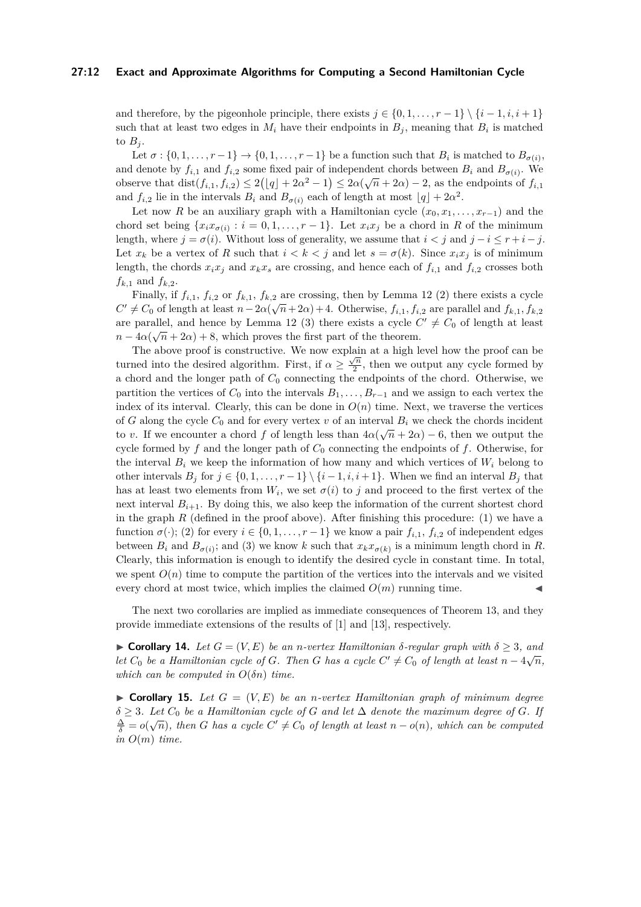and therefore, by the pigeonhole principle, there exists $j \in \{0, 1, \ldots, r-1\} \setminus \{i-1, i, i+1\}$ such that at least two edges in $M_i$ have their endpoints in $B_j$, meaning that $B_i$ is matched to $B_j$.

Let $\sigma : \{0, 1, \ldots, r-1\} \to \{0, 1, \ldots, r-1\}$ be a function such that $B_i$ is matched to $B_{\sigma(i)}$, and denote by $f_{i,1}$ and $f_{i,2}$ some fixed pair of independent chords between $B_i$ and $B_{\sigma(i)}$. We observe that $\text{dist}(f_{i,1}, f_{i,2}) \leq 2(\lfloor q \rfloor + 2\alpha^2 - 1) \leq 2\alpha(\sqrt{n} + 2\alpha) - 2$, as the endpoints of $f_{i,1}$ and $f_{i,2}$ lie in the intervals $B_i$ and $B_{\sigma(i)}$ each of length at most $\lfloor q \rfloor + 2\alpha^2$.

Let now $R$ be an auxiliary graph with a Hamiltonian cycle $(x_0, x_1, \ldots, x_{r-1})$ and the chord set being $\{x_i x_{\sigma(i)} : i = 0, 1, \ldots, r-1\}$. Let $x_i x_j$ be a chord in $R$ of the minimum length, where $j = \sigma(i)$. Without loss of generality, we assume that $i < j$ and $j - i \leq r + i - j$. Let $x_k$ be a vertex of $R$ such that $i < k < j$ and let $s = \sigma(k)$. Since $x_i x_j$ is of minimum length, the chords $x_i x_j$ and $x_k x_s$ are crossing, and hence each of $f_{i,1}$ and $f_{i,2}$ crosses both $f_{k,1}$ and $f_{k,2}$.

Finally, if $f_{i,1}$, $f_{i,2}$ or $f_{k,1}$, $f_{k,2}$ are crossing, then by Lemma 12 (2) there exists a cycle $C' \neq C_0$ of length at least $n - 2\alpha(\sqrt{n} + 2\alpha) + 4$. Otherwise, $f_{i,1}, f_{i,2}$ are parallel and $f_{k,1}, f_{k,2}$ are parallel, and hence by Lemma 12 (3) there exists a cycle $C' \neq C_0$ of length at least $n - 4\alpha(\sqrt{n} + 2\alpha) + 8$, which proves the first part of the theorem.

The above proof is constructive. We now explain at a high level how the proof can be turned into the desired algorithm. First, if $\alpha \geq \frac{\sqrt{n}}{2}$, then we output any cycle formed by a chord and the longer path of $C_0$ connecting the endpoints of the chord. Otherwise, we partition the vertices of $C_0$ into the intervals $B_1, \ldots, B_{r-1}$ and we assign to each vertex the index of its interval. Clearly, this can be done in $O(n)$ time. Next, we traverse the vertices of $G$ along the cycle $C_0$ and for every vertex $v$ of an interval $B_i$ we check the chords incident to $v$. If we encounter a chord $f$ of length less than $4\alpha(\sqrt{n} + 2\alpha) - 6$, then we output the cycle formed by $f$ and the longer path of $C_0$ connecting the endpoints of $f$. Otherwise, for the interval $B_i$ we keep the information of how many and which vertices of $W_i$ belong to other intervals $B_j$ for $j \in \{0, 1, \ldots, r-1\} \setminus \{i-1, i, i+1\}$. When we find an interval $B_j$ that has at least two elements from $W_i$, we set $\sigma(i)$ to $j$ and proceed to the first vertex of the next interval $B_{i+1}$. By doing this, we also keep the information of the current shortest chord in the graph $R$ (defined in the proof above). After finishing this procedure: (1) we have a function $\sigma(\cdot)$; (2) for every $i \in \{0, 1, \ldots, r-1\}$ we know a pair $f_{i,1}$, $f_{i,2}$ of independent edges between $B_i$ and $B_{\sigma(i)}$; and (3) we know $k$ such that $x_k x_{\sigma(k)}$ is a minimum length chord in $R$. Clearly, this information is enough to identify the desired cycle in constant time. In total, we spent $O(n)$ time to compute the partition of the vertices into the intervals and we visited every chord at most twice, which implies the claimed $O(m)$ running time. ◀

The next two corollaries are implied as immediate consequences of Theorem 13, and they provide immediate extensions of the results of [1] and [13], respectively.

▶ **Corollary 14.** *Let $G = (V, E)$ be an $n$-vertex Hamiltonian $\delta$-regular graph with $\delta \geq 3$, and let $C_0$ be a Hamiltonian cycle of $G$. Then $G$ has a cycle $C' \neq C_0$ of length at least $n - 4\sqrt{n}$, which can be computed in $O(\delta n)$ time.*

▶ **Corollary 15.** *Let $G = (V, E)$ be an $n$-vertex Hamiltonian graph of minimum degree $\delta \geq 3$. Let $C_0$ be a Hamiltonian cycle of $G$ and let $\Delta$ denote the maximum degree of $G$. If $\frac{\Delta}{\delta} = o(\sqrt{n})$, then $G$ has a cycle $C' \neq C_0$ of length at least $n - o(n)$, which can be computed in $O(m)$ time.*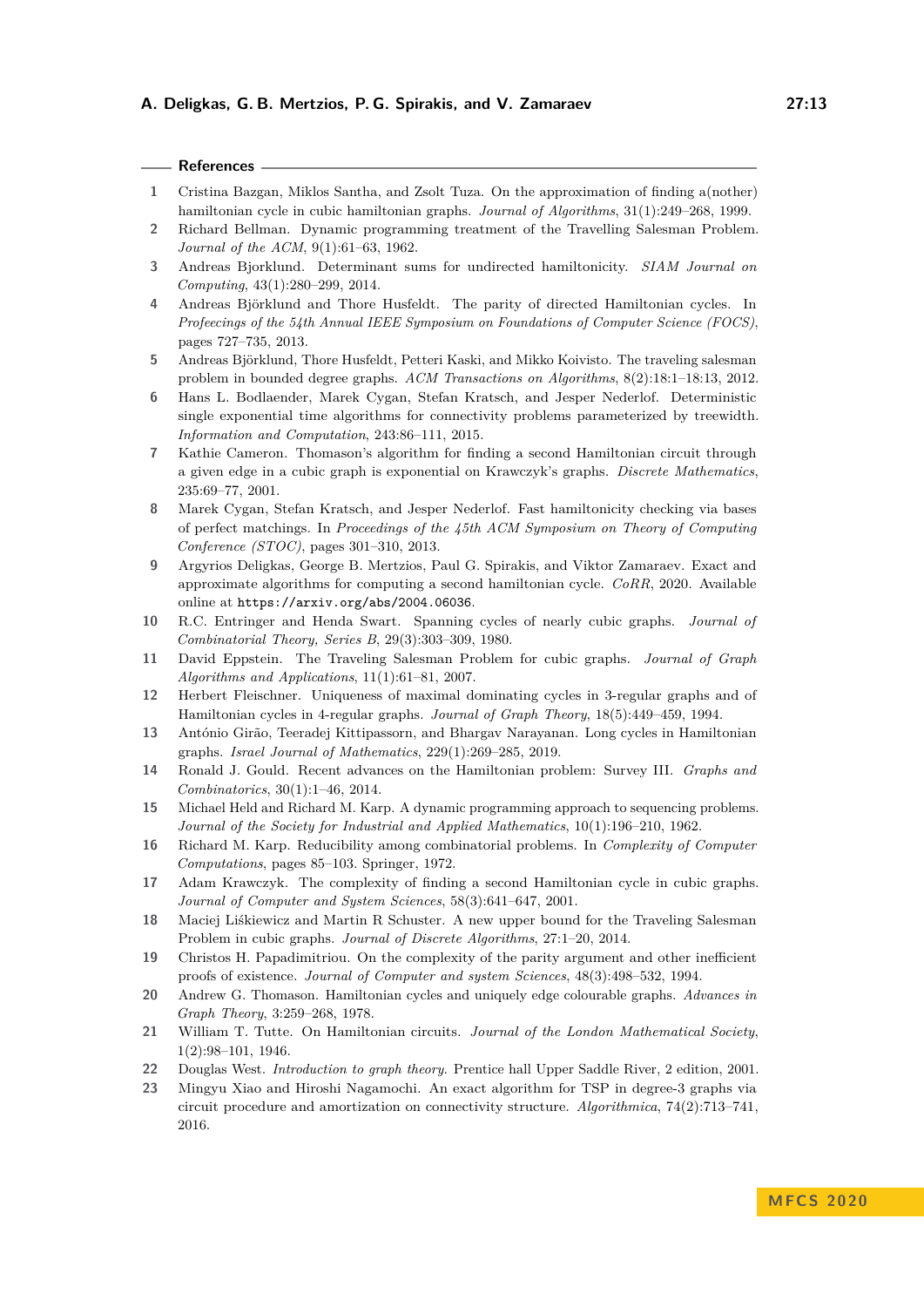## References

1. Cristina Bazgan, Miklos Santha, and Zsolt Tuza. On the approximation of finding a(nother) hamiltonian cycle in cubic hamiltonian graphs. *Journal of Algorithms*, 31(1):249–268, 1999.
2. Richard Bellman. Dynamic programming treatment of the Travelling Salesman Problem. *Journal of the ACM*, 9(1):61–63, 1962.
3. Andreas Bjorklund. Determinant sums for undirected hamiltonicity. *SIAM Journal on Computing*, 43(1):280–299, 2014.
4. Andreas Björklund and Thore Husfeldt. The parity of directed Hamiltonian cycles. In *Profeecings of the 54th Annual IEEE Symposium on Foundations of Computer Science (FOCS)*, pages 727–735, 2013.
5. Andreas Björklund, Thore Husfeldt, Petteri Kaski, and Mikko Koivisto. The traveling salesman problem in bounded degree graphs. *ACM Transactions on Algorithms*, 8(2):18:1–18:13, 2012.
6. Hans L. Bodlaender, Marek Cygan, Stefan Kratsch, and Jesper Nederlof. Deterministic single exponential time algorithms for connectivity problems parameterized by treewidth. *Information and Computation*, 243:86–111, 2015.
7. Kathie Cameron. Thomason's algorithm for finding a second Hamiltonian circuit through a given edge in a cubic graph is exponential on Krawczyk's graphs. *Discrete Mathematics*, 235:69–77, 2001.
8. Marek Cygan, Stefan Kratsch, and Jesper Nederlof. Fast hamiltonicity checking via bases of perfect matchings. In *Proceedings of the 45th ACM Symposium on Theory of Computing Conference (STOC)*, pages 301–310, 2013.
9. Argyrios Deligkas, George B. Mertzios, Paul G. Spirakis, and Viktor Zamaraev. Exact and approximate algorithms for computing a second hamiltonian cycle. *CoRR*, 2020. Available online at `https://arxiv.org/abs/2004.06036`.
10. R.C. Entringer and Henda Swart. Spanning cycles of nearly cubic graphs. *Journal of Combinatorial Theory, Series B*, 29(3):303–309, 1980.
11. David Eppstein. The Traveling Salesman Problem for cubic graphs. *Journal of Graph Algorithms and Applications*, 11(1):61–81, 2007.
12. Herbert Fleischner. Uniqueness of maximal dominating cycles in 3-regular graphs and of Hamiltonian cycles in 4-regular graphs. *Journal of Graph Theory*, 18(5):449–459, 1994.
13. António Girão, Teeradej Kittipassorn, and Bhargav Narayanan. Long cycles in Hamiltonian graphs. *Israel Journal of Mathematics*, 229(1):269–285, 2019.
14. Ronald J. Gould. Recent advances on the Hamiltonian problem: Survey III. *Graphs and Combinatorics*, 30(1):1–46, 2014.
15. Michael Held and Richard M. Karp. A dynamic programming approach to sequencing problems. *Journal of the Society for Industrial and Applied Mathematics*, 10(1):196–210, 1962.
16. Richard M. Karp. Reducibility among combinatorial problems. In *Complexity of Computer Computations*, pages 85–103. Springer, 1972.
17. Adam Krawczyk. The complexity of finding a second Hamiltonian cycle in cubic graphs. *Journal of Computer and System Sciences*, 58(3):641–647, 2001.
18. Maciej Liśkiewicz and Martin R Schuster. A new upper bound for the Traveling Salesman Problem in cubic graphs. *Journal of Discrete Algorithms*, 27:1–20, 2014.
19. Christos H. Papadimitriou. On the complexity of the parity argument and other inefficient proofs of existence. *Journal of Computer and system Sciences*, 48(3):498–532, 1994.
20. Andrew G. Thomason. Hamiltonian cycles and uniquely edge colourable graphs. *Advances in Graph Theory*, 3:259–268, 1978.
21. William T. Tutte. On Hamiltonian circuits. *Journal of the London Mathematical Society*, 1(2):98–101, 1946.
22. Douglas West. *Introduction to graph theory.* Prentice hall Upper Saddle River, 2 edition, 2001.
23. Mingyu Xiao and Hiroshi Nagamochi. An exact algorithm for TSP in degree-3 graphs via circuit procedure and amortization on connectivity structure. *Algorithmica*, 74(2):713–741, 2016.